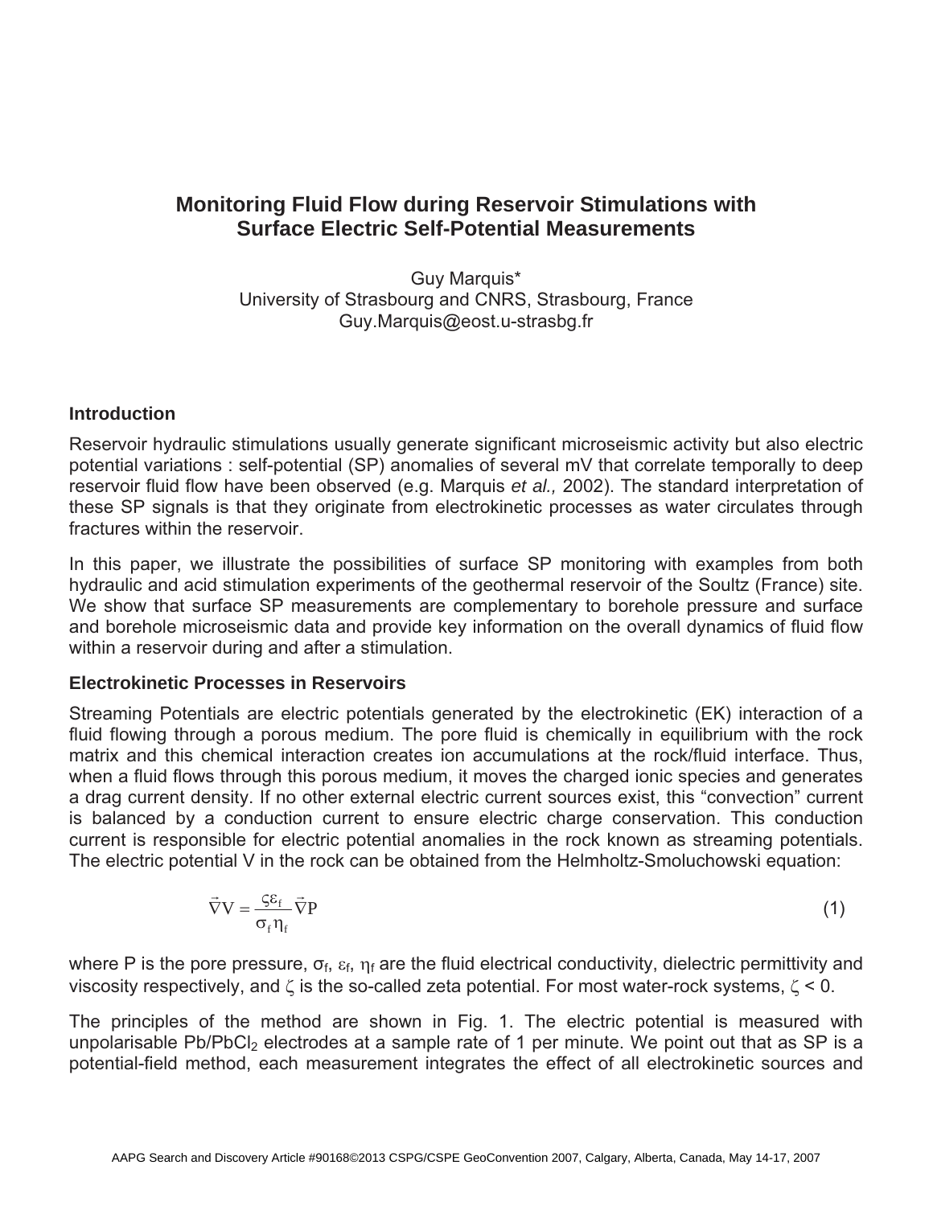# Monitoring Fluid Flow during Reservoir Stimulations with Surface Electric Self-Potential Measurements

Guy Marquis*
University of Strasbourg and CNRS, Strasbourg, France
Guy.Marquis@eost.u-strasbg.fr

## Introduction

Reservoir hydraulic stimulations usually generate significant microseismic activity but also electric potential variations : self-potential (SP) anomalies of several mV that correlate temporally to deep reservoir fluid flow have been observed (e.g. Marquis *et al.,* 2002). The standard interpretation of these SP signals is that they originate from electrokinetic processes as water circulates through fractures within the reservoir.

In this paper, we illustrate the possibilities of surface SP monitoring with examples from both hydraulic and acid stimulation experiments of the geothermal reservoir of the Soultz (France) site. We show that surface SP measurements are complementary to borehole pressure and surface and borehole microseismic data and provide key information on the overall dynamics of fluid flow within a reservoir during and after a stimulation.

## Electrokinetic Processes in Reservoirs

Streaming Potentials are electric potentials generated by the electrokinetic (EK) interaction of a fluid flowing through a porous medium. The pore fluid is chemically in equilibrium with the rock matrix and this chemical interaction creates ion accumulations at the rock/fluid interface. Thus, when a fluid flows through this porous medium, it moves the charged ionic species and generates a drag current density. If no other external electric current sources exist, this "convection" current is balanced by a conduction current to ensure electric charge conservation. This conduction current is responsible for electric potential anomalies in the rock known as streaming potentials. The electric potential V in the rock can be obtained from the Helmholtz-Smoluchowski equation:

$$\vec{\nabla} V = \frac{\varsigma \varepsilon_f}{\sigma_f \eta_f} \vec{\nabla} P \qquad (1)$$

where P is the pore pressure, $\sigma_f$, $\varepsilon_f$, $\eta_f$ are the fluid electrical conductivity, dielectric permittivity and viscosity respectively, and $\zeta$ is the so-called zeta potential. For most water-rock systems, $\zeta < 0$.

The principles of the method are shown in Fig. 1. The electric potential is measured with unpolarisable $Pb/PbCl_2$ electrodes at a sample rate of 1 per minute. We point out that as SP is a potential-field method, each measurement integrates the effect of all electrokinetic sources and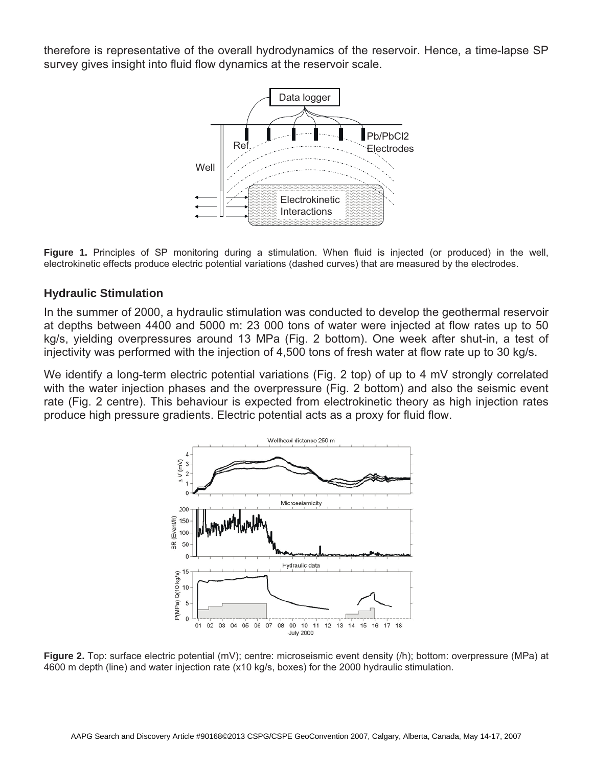therefore is representative of the overall hydrodynamics of the reservoir. Hence, a time-lapse SP survey gives insight into fluid flow dynamics at the reservoir scale.

**Figure 1.** Principles of SP monitoring during a stimulation. When fluid is injected (or produced) in the well, electrokinetic effects produce electric potential variations (dashed curves) that are measured by the electrodes.

### Hydraulic Stimulation

In the summer of 2000, a hydraulic stimulation was conducted to develop the geothermal reservoir at depths between 4400 and 5000 m: 23 000 tons of water were injected at flow rates up to 50 kg/s, yielding overpressures around 13 MPa (Fig. 2 bottom). One week after shut-in, a test of injectivity was performed with the injection of 4,500 tons of fresh water at flow rate up to 30 kg/s.

We identify a long-term electric potential variations (Fig. 2 top) of up to 4 mV strongly correlated with the water injection phases and the overpressure (Fig. 2 bottom) and also the seismic event rate (Fig. 2 centre). This behaviour is expected from electrokinetic theory as high injection rates produce high pressure gradients. Electric potential acts as a proxy for fluid flow.

**Figure 2.** Top: surface electric potential (mV); centre: microseismic event density (/h); bottom: overpressure (MPa) at 4600 m depth (line) and water injection rate (x10 kg/s, boxes) for the 2000 hydraulic stimulation.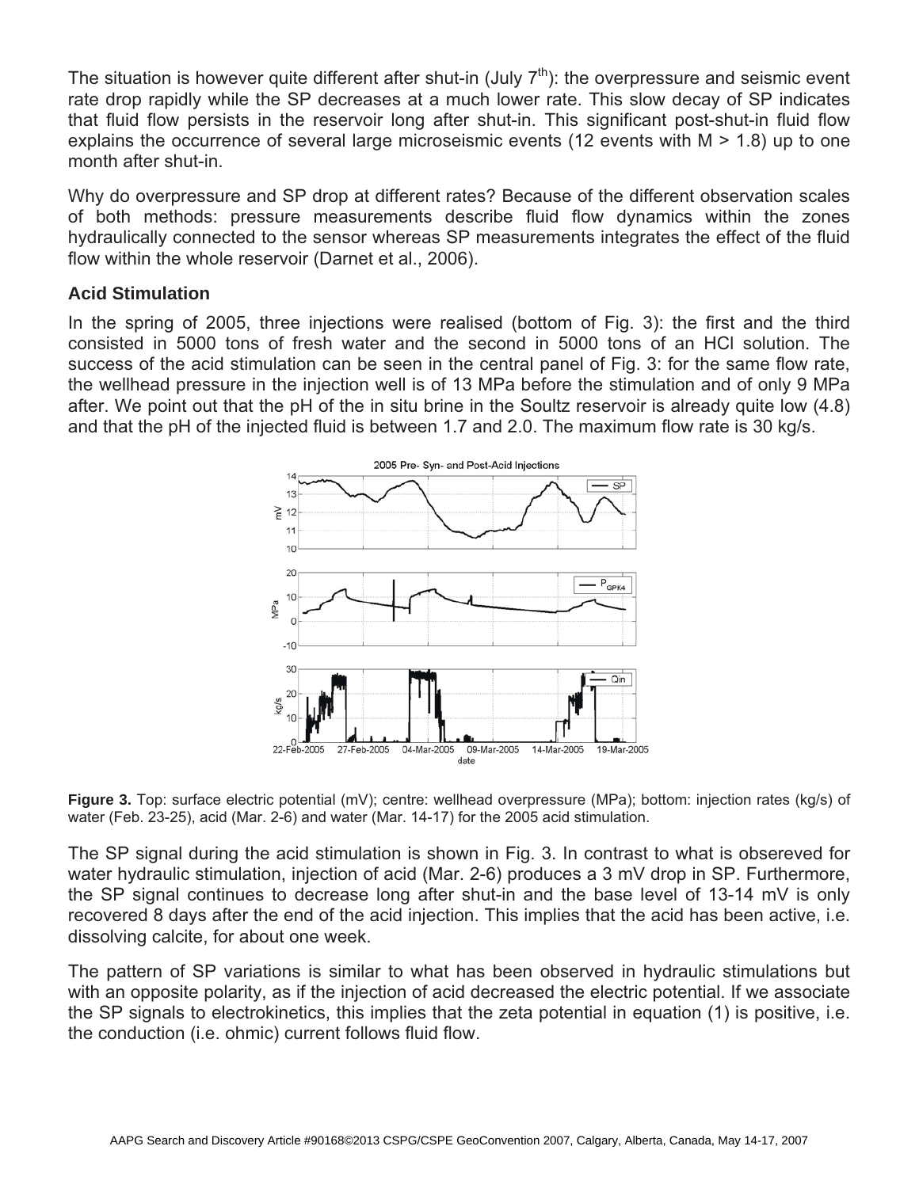The situation is however quite different after shut-in (July 7$^{th}$): the overpressure and seismic event rate drop rapidly while the SP decreases at a much lower rate. This slow decay of SP indicates that fluid flow persists in the reservoir long after shut-in. This significant post-shut-in fluid flow explains the occurrence of several large microseismic events (12 events with M > 1.8) up to one month after shut-in.

Why do overpressure and SP drop at different rates? Because of the different observation scales of both methods: pressure measurements describe fluid flow dynamics within the zones hydraulically connected to the sensor whereas SP measurements integrates the effect of the fluid flow within the whole reservoir (Darnet et al., 2006).

### Acid Stimulation

In the spring of 2005, three injections were realised (bottom of Fig. 3): the first and the third consisted in 5000 tons of fresh water and the second in 5000 tons of an HCl solution. The success of the acid stimulation can be seen in the central panel of Fig. 3: for the same flow rate, the wellhead pressure in the injection well is of 13 MPa before the stimulation and of only 9 MPa after. We point out that the pH of the in situ brine in the Soultz reservoir is already quite low (4.8) and that the pH of the injected fluid is between 1.7 and 2.0. The maximum flow rate is 30 kg/s.

**Figure 3.** Top: surface electric potential (mV); centre: wellhead overpressure (MPa); bottom: injection rates (kg/s) of water (Feb. 23-25), acid (Mar. 2-6) and water (Mar. 14-17) for the 2005 acid stimulation.

The SP signal during the acid stimulation is shown in Fig. 3. In contrast to what is obsereved for water hydraulic stimulation, injection of acid (Mar. 2-6) produces a 3 mV drop in SP. Furthermore, the SP signal continues to decrease long after shut-in and the base level of 13-14 mV is only recovered 8 days after the end of the acid injection. This implies that the acid has been active, i.e. dissolving calcite, for about one week.

The pattern of SP variations is similar to what has been observed in hydraulic stimulations but with an opposite polarity, as if the injection of acid decreased the electric potential. If we associate the SP signals to electrokinetics, this implies that the zeta potential in equation (1) is positive, i.e. the conduction (i.e. ohmic) current follows fluid flow.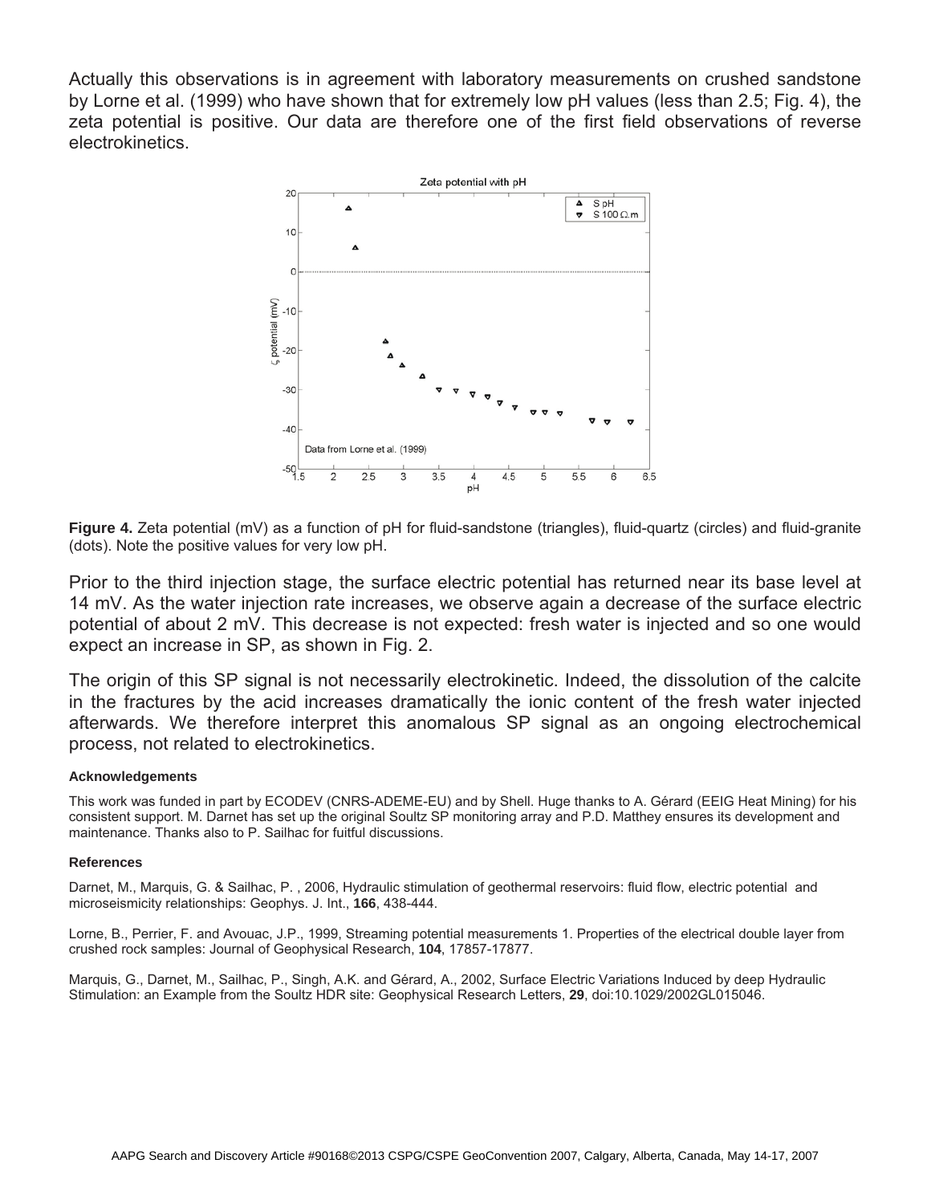Actually this observations is in agreement with laboratory measurements on crushed sandstone by Lorne et al. (1999) who have shown that for extremely low pH values (less than 2.5; Fig. 4), the zeta potential is positive. Our data are therefore one of the first field observations of reverse electrokinetics.

Zeta potential with pH

S pH
S 100 Ω.m

ζ potential (mV)

20
10
0
-10
-20
-30
-40
-50

Data from Lorne et al. (1999)

1.5 2 2.5 3 3.5 4 4.5 5 5.5 6 6.5

pH

**Figure 4.** Zeta potential (mV) as a function of pH for fluid-sandstone (triangles), fluid-quartz (circles) and fluid-granite (dots). Note the positive values for very low pH.

Prior to the third injection stage, the surface electric potential has returned near its base level at 14 mV. As the water injection rate increases, we observe again a decrease of the surface electric potential of about 2 mV. This decrease is not expected: fresh water is injected and so one would expect an increase in SP, as shown in Fig. 2.

The origin of this SP signal is not necessarily electrokinetic. Indeed, the dissolution of the calcite in the fractures by the acid increases dramatically the ionic content of the fresh water injected afterwards. We therefore interpret this anomalous SP signal as an ongoing electrochemical process, not related to electrokinetics.

#### Acknowledgements

This work was funded in part by ECODEV (CNRS-ADEME-EU) and by Shell. Huge thanks to A. Gérard (EEIG Heat Mining) for his consistent support. M. Darnet has set up the original Soultz SP monitoring array and P.D. Matthey ensures its development and maintenance. Thanks also to P. Sailhac for fuitful discussions.

#### References

Darnet, M., Marquis, G. & Sailhac, P. , 2006, Hydraulic stimulation of geothermal reservoirs: fluid flow, electric potential and microseismicity relationships: Geophys. J. Int., **166**, 438-444.

Lorne, B., Perrier, F. and Avouac, J.P., 1999, Streaming potential measurements 1. Properties of the electrical double layer from crushed rock samples: Journal of Geophysical Research, **104**, 17857-17877.

Marquis, G., Darnet, M., Sailhac, P., Singh, A.K. and Gérard, A., 2002, Surface Electric Variations Induced by deep Hydraulic Stimulation: an Example from the Soultz HDR site: Geophysical Research Letters, **29**, doi:10.1029/2002GL015046.